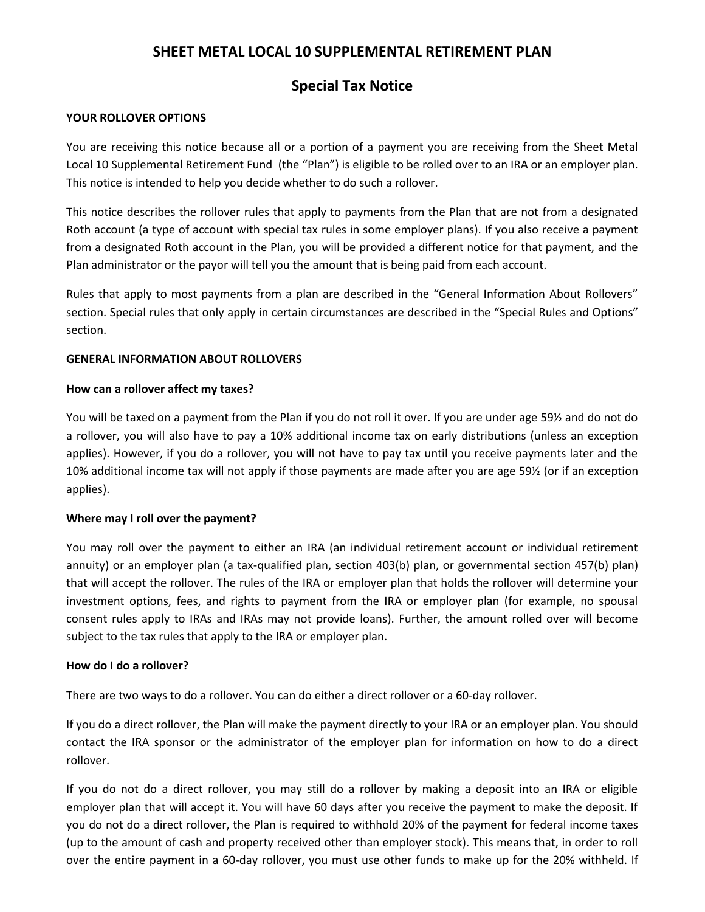# SHEET METAL LOCAL 10 SUPPLEMENTAL RETIREMENT PLAN

## Special Tax Notice

**YOUR ROLLOVER OPTIONS**

You are receiving this notice because all or a portion of a payment you are receiving from the Sheet Metal Local 10 Supplemental Retirement Fund (the "Plan") is eligible to be rolled over to an IRA or an employer plan. This notice is intended to help you decide whether to do such a rollover.

This notice describes the rollover rules that apply to payments from the Plan that are not from a designated Roth account (a type of account with special tax rules in some employer plans). If you also receive a payment from a designated Roth account in the Plan, you will be provided a different notice for that payment, and the Plan administrator or the payor will tell you the amount that is being paid from each account.

Rules that apply to most payments from a plan are described in the "General Information About Rollovers" section. Special rules that only apply in certain circumstances are described in the "Special Rules and Options" section.

**GENERAL INFORMATION ABOUT ROLLOVERS**

**How can a rollover affect my taxes?**

You will be taxed on a payment from the Plan if you do not roll it over. If you are under age 59½ and do not do a rollover, you will also have to pay a 10% additional income tax on early distributions (unless an exception applies). However, if you do a rollover, you will not have to pay tax until you receive payments later and the 10% additional income tax will not apply if those payments are made after you are age 59½ (or if an exception applies).

**Where may I roll over the payment?**

You may roll over the payment to either an IRA (an individual retirement account or individual retirement annuity) or an employer plan (a tax-qualified plan, section 403(b) plan, or governmental section 457(b) plan) that will accept the rollover. The rules of the IRA or employer plan that holds the rollover will determine your investment options, fees, and rights to payment from the IRA or employer plan (for example, no spousal consent rules apply to IRAs and IRAs may not provide loans). Further, the amount rolled over will become subject to the tax rules that apply to the IRA or employer plan.

**How do I do a rollover?**

There are two ways to do a rollover. You can do either a direct rollover or a 60-day rollover.

If you do a direct rollover, the Plan will make the payment directly to your IRA or an employer plan. You should contact the IRA sponsor or the administrator of the employer plan for information on how to do a direct rollover.

If you do not do a direct rollover, you may still do a rollover by making a deposit into an IRA or eligible employer plan that will accept it. You will have 60 days after you receive the payment to make the deposit. If you do not do a direct rollover, the Plan is required to withhold 20% of the payment for federal income taxes (up to the amount of cash and property received other than employer stock). This means that, in order to roll over the entire payment in a 60-day rollover, you must use other funds to make up for the 20% withheld. If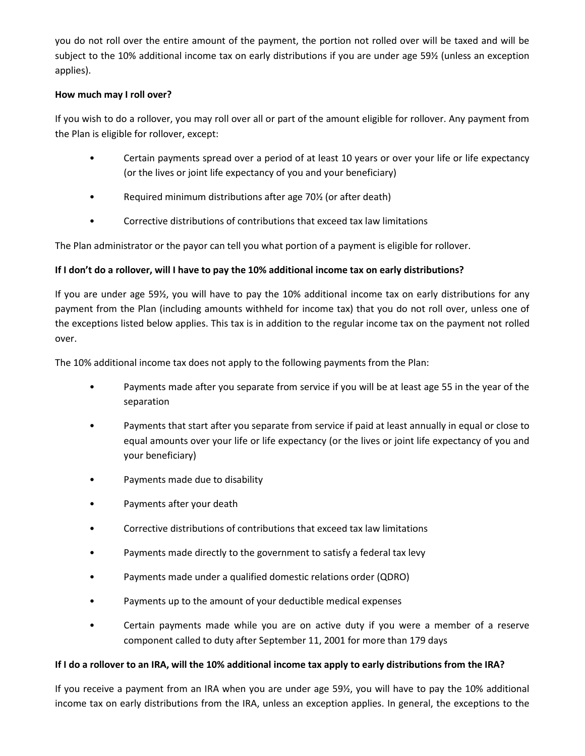you do not roll over the entire amount of the payment, the portion not rolled over will be taxed and will be subject to the 10% additional income tax on early distributions if you are under age 59½ (unless an exception applies).

**How much may I roll over?**

If you wish to do a rollover, you may roll over all or part of the amount eligible for rollover. Any payment from the Plan is eligible for rollover, except:

- Certain payments spread over a period of at least 10 years or over your life or life expectancy (or the lives or joint life expectancy of you and your beneficiary)
- Required minimum distributions after age 70½ (or after death)
- Corrective distributions of contributions that exceed tax law limitations

The Plan administrator or the payor can tell you what portion of a payment is eligible for rollover.

**If I don't do a rollover, will I have to pay the 10% additional income tax on early distributions?**

If you are under age 59½, you will have to pay the 10% additional income tax on early distributions for any payment from the Plan (including amounts withheld for income tax) that you do not roll over, unless one of the exceptions listed below applies. This tax is in addition to the regular income tax on the payment not rolled over.

The 10% additional income tax does not apply to the following payments from the Plan:

- Payments made after you separate from service if you will be at least age 55 in the year of the separation
- Payments that start after you separate from service if paid at least annually in equal or close to equal amounts over your life or life expectancy (or the lives or joint life expectancy of you and your beneficiary)
- Payments made due to disability
- Payments after your death
- Corrective distributions of contributions that exceed tax law limitations
- Payments made directly to the government to satisfy a federal tax levy
- Payments made under a qualified domestic relations order (QDRO)
- Payments up to the amount of your deductible medical expenses
- Certain payments made while you are on active duty if you were a member of a reserve component called to duty after September 11, 2001 for more than 179 days

**If I do a rollover to an IRA, will the 10% additional income tax apply to early distributions from the IRA?**

If you receive a payment from an IRA when you are under age 59½, you will have to pay the 10% additional income tax on early distributions from the IRA, unless an exception applies. In general, the exceptions to the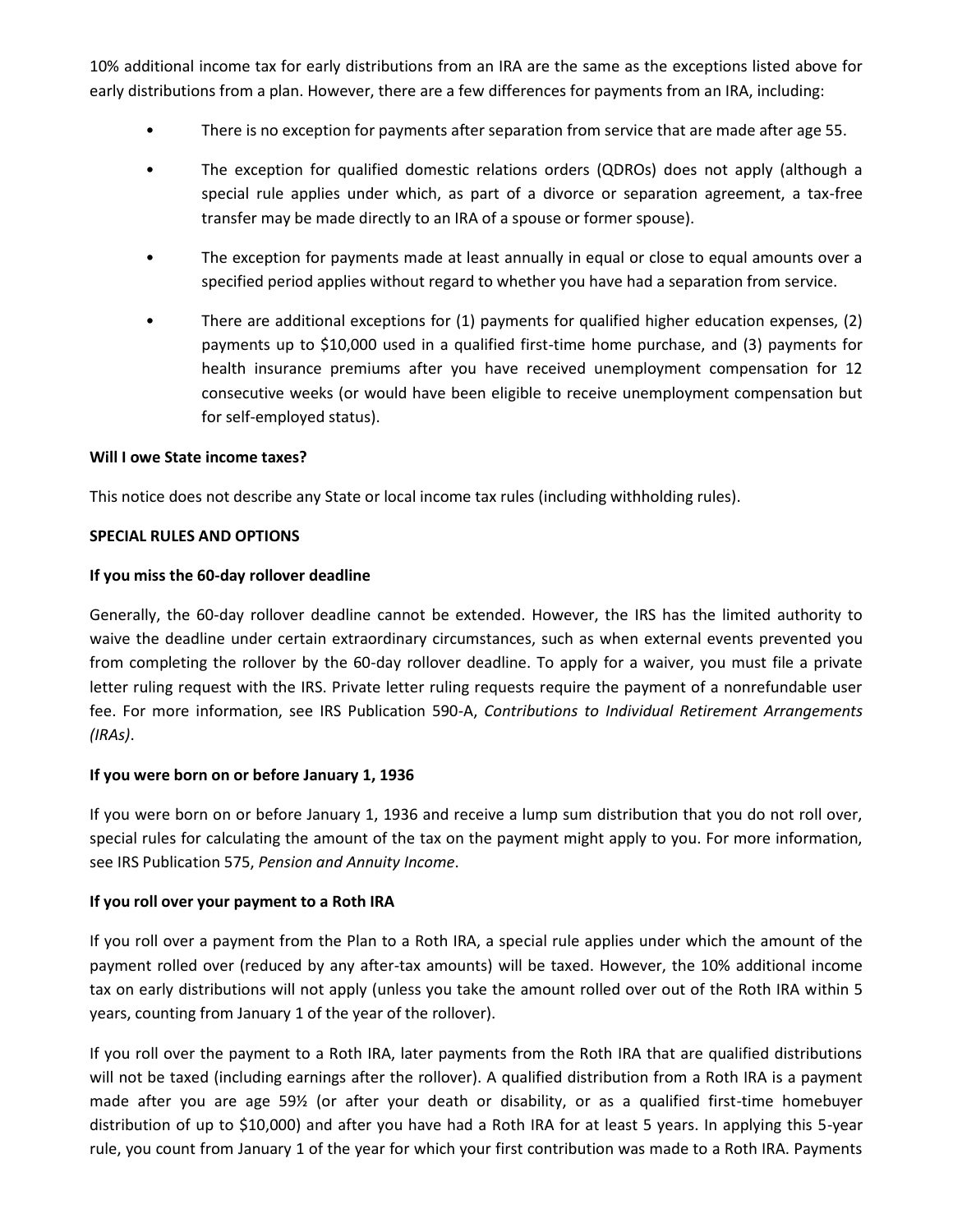10% additional income tax for early distributions from an IRA are the same as the exceptions listed above for early distributions from a plan. However, there are a few differences for payments from an IRA, including:

- There is no exception for payments after separation from service that are made after age 55.
- The exception for qualified domestic relations orders (QDROs) does not apply (although a special rule applies under which, as part of a divorce or separation agreement, a tax-free transfer may be made directly to an IRA of a spouse or former spouse).
- The exception for payments made at least annually in equal or close to equal amounts over a specified period applies without regard to whether you have had a separation from service.
- There are additional exceptions for (1) payments for qualified higher education expenses, (2) payments up to $10,000 used in a qualified first-time home purchase, and (3) payments for health insurance premiums after you have received unemployment compensation for 12 consecutive weeks (or would have been eligible to receive unemployment compensation but for self-employed status).

**Will I owe State income taxes?**

This notice does not describe any State or local income tax rules (including withholding rules).

**SPECIAL RULES AND OPTIONS**

**If you miss the 60-day rollover deadline**

Generally, the 60-day rollover deadline cannot be extended. However, the IRS has the limited authority to waive the deadline under certain extraordinary circumstances, such as when external events prevented you from completing the rollover by the 60-day rollover deadline. To apply for a waiver, you must file a private letter ruling request with the IRS. Private letter ruling requests require the payment of a nonrefundable user fee. For more information, see IRS Publication 590-A, *Contributions to Individual Retirement Arrangements (IRAs)*.

**If you were born on or before January 1, 1936**

If you were born on or before January 1, 1936 and receive a lump sum distribution that you do not roll over, special rules for calculating the amount of the tax on the payment might apply to you. For more information, see IRS Publication 575, *Pension and Annuity Income*.

**If you roll over your payment to a Roth IRA**

If you roll over a payment from the Plan to a Roth IRA, a special rule applies under which the amount of the payment rolled over (reduced by any after-tax amounts) will be taxed. However, the 10% additional income tax on early distributions will not apply (unless you take the amount rolled over out of the Roth IRA within 5 years, counting from January 1 of the year of the rollover).

If you roll over the payment to a Roth IRA, later payments from the Roth IRA that are qualified distributions will not be taxed (including earnings after the rollover). A qualified distribution from a Roth IRA is a payment made after you are age 59½ (or after your death or disability, or as a qualified first-time homebuyer distribution of up to $10,000) and after you have had a Roth IRA for at least 5 years. In applying this 5-year rule, you count from January 1 of the year for which your first contribution was made to a Roth IRA. Payments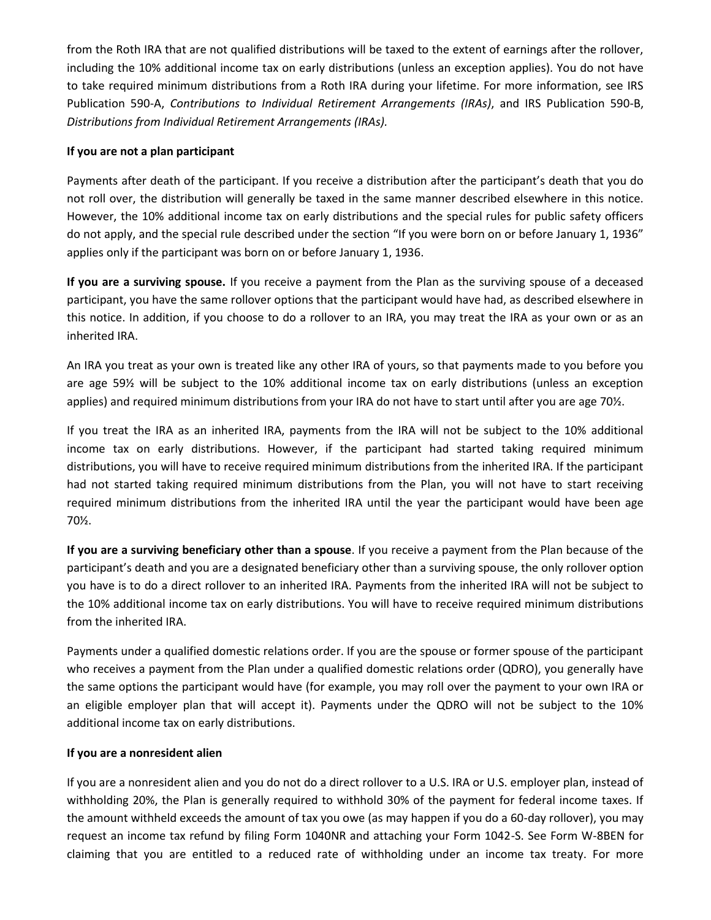from the Roth IRA that are not qualified distributions will be taxed to the extent of earnings after the rollover, including the 10% additional income tax on early distributions (unless an exception applies). You do not have to take required minimum distributions from a Roth IRA during your lifetime. For more information, see IRS Publication 590-A, *Contributions to Individual Retirement Arrangements (IRAs)*, and IRS Publication 590-B, *Distributions from Individual Retirement Arrangements (IRAs).*

**If you are not a plan participant**

Payments after death of the participant. If you receive a distribution after the participant's death that you do not roll over, the distribution will generally be taxed in the same manner described elsewhere in this notice. However, the 10% additional income tax on early distributions and the special rules for public safety officers do not apply, and the special rule described under the section "If you were born on or before January 1, 1936" applies only if the participant was born on or before January 1, 1936.

**If you are a surviving spouse.** If you receive a payment from the Plan as the surviving spouse of a deceased participant, you have the same rollover options that the participant would have had, as described elsewhere in this notice. In addition, if you choose to do a rollover to an IRA, you may treat the IRA as your own or as an inherited IRA.

An IRA you treat as your own is treated like any other IRA of yours, so that payments made to you before you are age 59½ will be subject to the 10% additional income tax on early distributions (unless an exception applies) and required minimum distributions from your IRA do not have to start until after you are age 70½.

If you treat the IRA as an inherited IRA, payments from the IRA will not be subject to the 10% additional income tax on early distributions. However, if the participant had started taking required minimum distributions, you will have to receive required minimum distributions from the inherited IRA. If the participant had not started taking required minimum distributions from the Plan, you will not have to start receiving required minimum distributions from the inherited IRA until the year the participant would have been age 70½.

**If you are a surviving beneficiary other than a spouse**. If you receive a payment from the Plan because of the participant's death and you are a designated beneficiary other than a surviving spouse, the only rollover option you have is to do a direct rollover to an inherited IRA. Payments from the inherited IRA will not be subject to the 10% additional income tax on early distributions. You will have to receive required minimum distributions from the inherited IRA.

Payments under a qualified domestic relations order. If you are the spouse or former spouse of the participant who receives a payment from the Plan under a qualified domestic relations order (QDRO), you generally have the same options the participant would have (for example, you may roll over the payment to your own IRA or an eligible employer plan that will accept it). Payments under the QDRO will not be subject to the 10% additional income tax on early distributions.

**If you are a nonresident alien**

If you are a nonresident alien and you do not do a direct rollover to a U.S. IRA or U.S. employer plan, instead of withholding 20%, the Plan is generally required to withhold 30% of the payment for federal income taxes. If the amount withheld exceeds the amount of tax you owe (as may happen if you do a 60-day rollover), you may request an income tax refund by filing Form 1040NR and attaching your Form 1042-S. See Form W-8BEN for claiming that you are entitled to a reduced rate of withholding under an income tax treaty. For more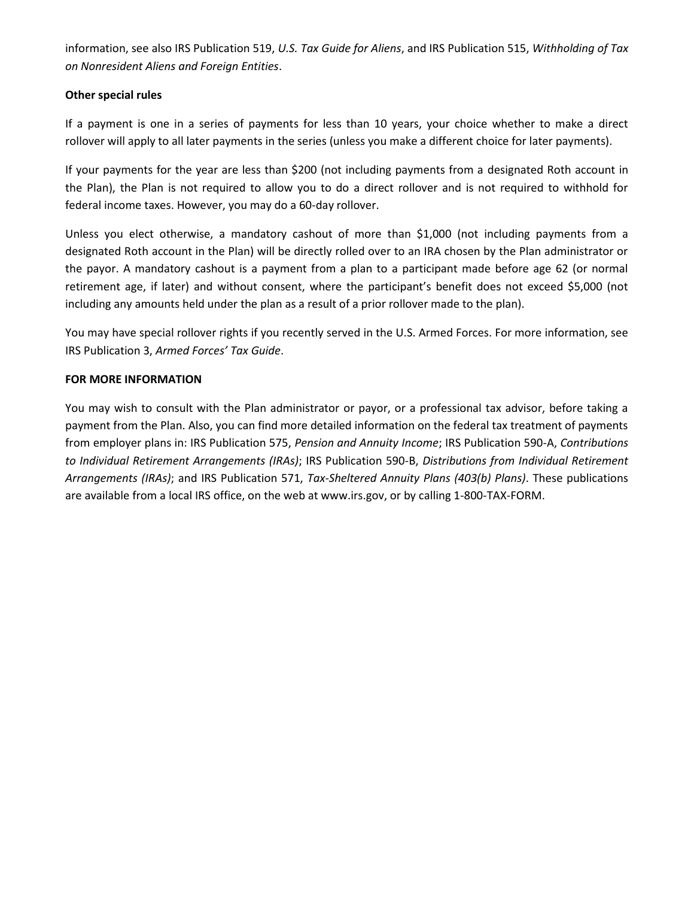information, see also IRS Publication 519, *U.S. Tax Guide for Aliens*, and IRS Publication 515, *Withholding of Tax on Nonresident Aliens and Foreign Entities*.

**Other special rules**

If a payment is one in a series of payments for less than 10 years, your choice whether to make a direct rollover will apply to all later payments in the series (unless you make a different choice for later payments).

If your payments for the year are less than $200 (not including payments from a designated Roth account in the Plan), the Plan is not required to allow you to do a direct rollover and is not required to withhold for federal income taxes. However, you may do a 60-day rollover.

Unless you elect otherwise, a mandatory cashout of more than $1,000 (not including payments from a designated Roth account in the Plan) will be directly rolled over to an IRA chosen by the Plan administrator or the payor. A mandatory cashout is a payment from a plan to a participant made before age 62 (or normal retirement age, if later) and without consent, where the participant's benefit does not exceed $5,000 (not including any amounts held under the plan as a result of a prior rollover made to the plan).

You may have special rollover rights if you recently served in the U.S. Armed Forces. For more information, see IRS Publication 3, *Armed Forces' Tax Guide*.

**FOR MORE INFORMATION**

You may wish to consult with the Plan administrator or payor, or a professional tax advisor, before taking a payment from the Plan. Also, you can find more detailed information on the federal tax treatment of payments from employer plans in: IRS Publication 575, *Pension and Annuity Income*; IRS Publication 590-A, *Contributions to Individual Retirement Arrangements (IRAs)*; IRS Publication 590-B, *Distributions from Individual Retirement Arrangements (IRAs)*; and IRS Publication 571, *Tax-Sheltered Annuity Plans (403(b) Plans)*. These publications are available from a local IRS office, on the web at www.irs.gov, or by calling 1-800-TAX-FORM.